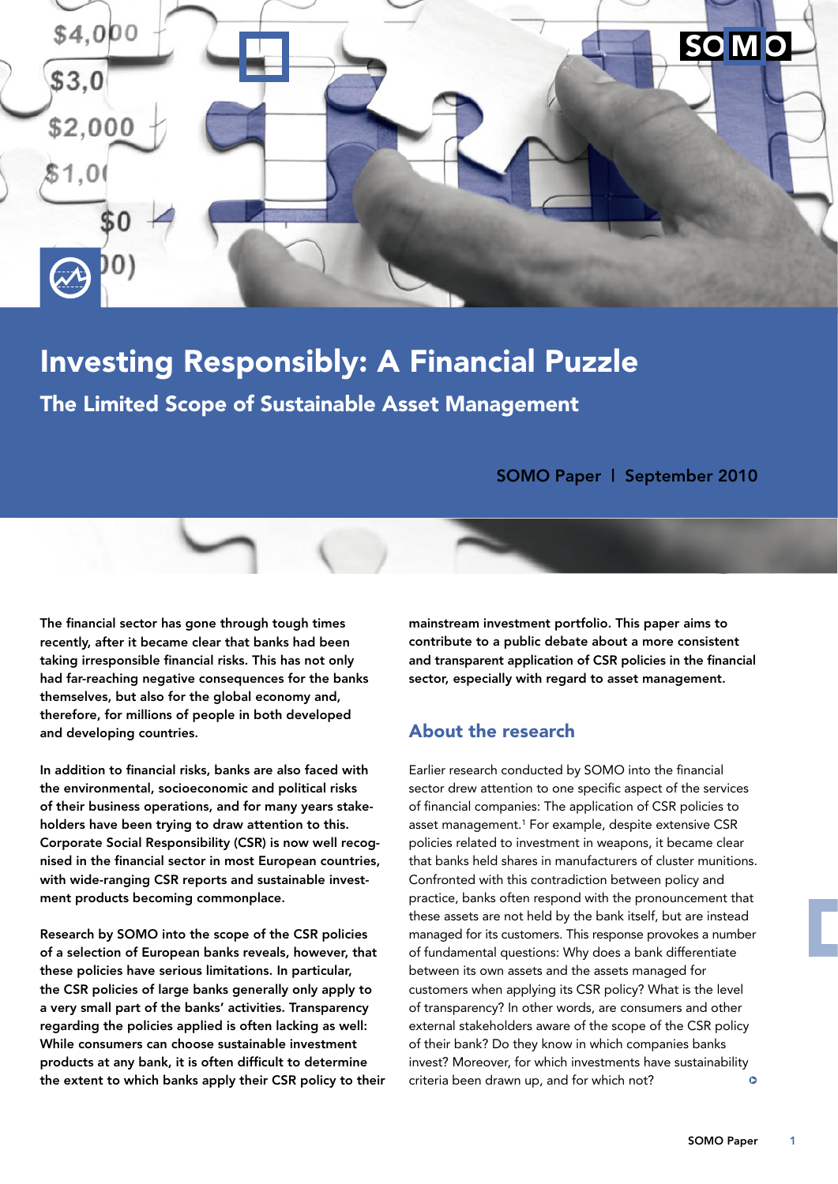# Investing Responsibly: A Financial Puzzle

## The Limited Scope of Sustainable Asset Management

SOMO Paper | September 2010

**The financial sector has gone through tough times recently, after it became clear that banks had been taking irresponsible financial risks. This has not only had far-reaching negative consequences for the banks themselves, but also for the global economy and, therefore, for millions of people in both developed and developing countries.**

**In addition to financial risks, banks are also faced with the environmental, socioeconomic and political risks of their business operations, and for many years stakeholders have been trying to draw attention to this. Corporate Social Responsibility (CSR) is now well recognised in the financial sector in most European countries, with wide-ranging CSR reports and sustainable investment products becoming commonplace.**

**Research by SOMO into the scope of the CSR policies of a selection of European banks reveals, however, that these policies have serious limitations. In particular, the CSR policies of large banks generally only apply to a very small part of the banks' activities. Transparency regarding the policies applied is often lacking as well: While consumers can choose sustainable investment products at any bank, it is often difficult to determine the extent to which banks apply their CSR policy to their mainstream investment portfolio. This paper aims to contribute to a public debate about a more consistent and transparent application of CSR policies in the financial sector, especially with regard to asset management.**

## About the research

Earlier research conducted by SOMO into the financial sector drew attention to one specific aspect of the services of financial companies: The application of CSR policies to asset management.[1] For example, despite extensive CSR policies related to investment in weapons, it became clear that banks held shares in manufacturers of cluster munitions. Confronted with this contradiction between policy and practice, banks often respond with the pronouncement that these assets are not held by the bank itself, but are instead managed for its customers. This response provokes a number of fundamental questions: Why does a bank differentiate between its own assets and the assets managed for customers when applying its CSR policy? What is the level of transparency? In other words, are consumers and other external stakeholders aware of the scope of the CSR policy of their bank? Do they know in which companies banks invest? Moreover, for which investments have sustainability criteria been drawn up, and for which not?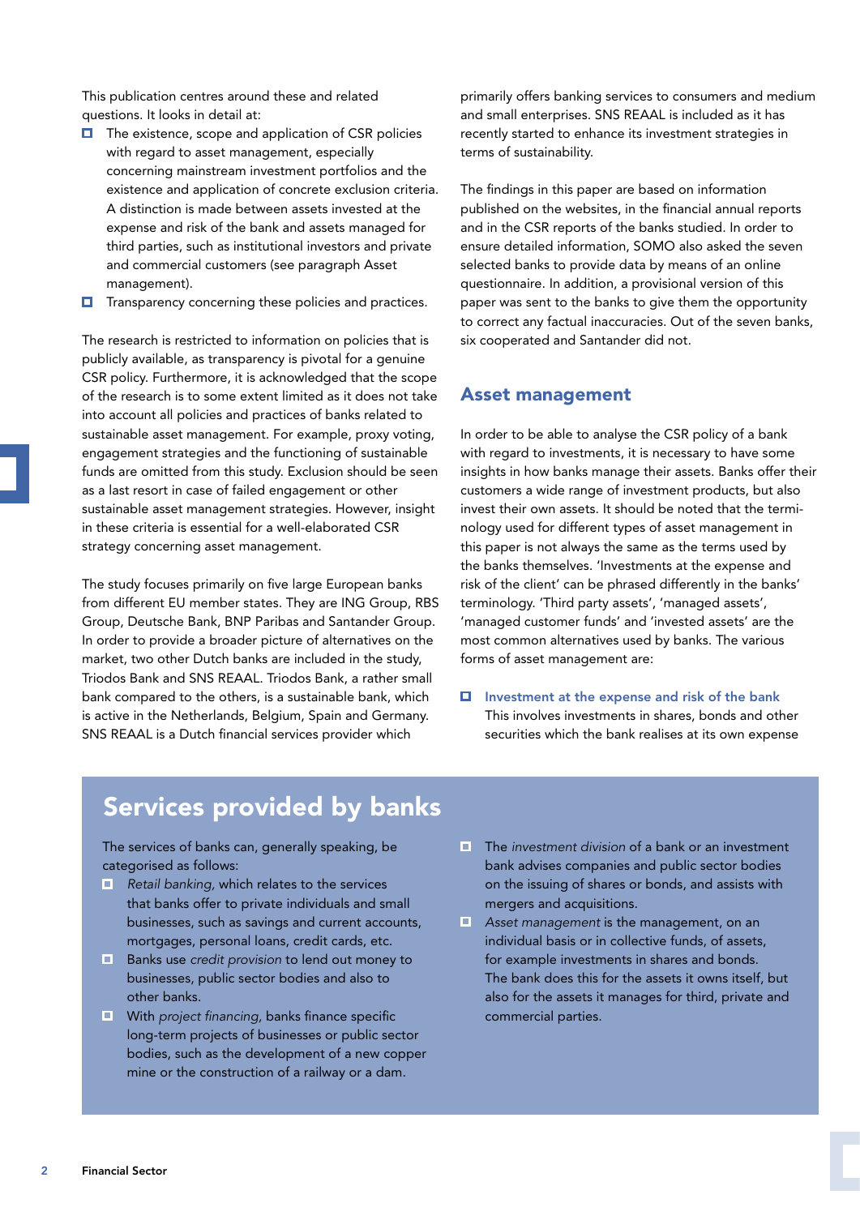This publication centres around these and related questions. It looks in detail at:

- The existence, scope and application of CSR policies with regard to asset management, especially concerning mainstream investment portfolios and the existence and application of concrete exclusion criteria. A distinction is made between assets invested at the expense and risk of the bank and assets managed for third parties, such as institutional investors and private and commercial customers (see paragraph Asset management).
- Transparency concerning these policies and practices.

The research is restricted to information on policies that is publicly available, as transparency is pivotal for a genuine CSR policy. Furthermore, it is acknowledged that the scope of the research is to some extent limited as it does not take into account all policies and practices of banks related to sustainable asset management. For example, proxy voting, engagement strategies and the functioning of sustainable funds are omitted from this study. Exclusion should be seen as a last resort in case of failed engagement or other sustainable asset management strategies. However, insight in these criteria is essential for a well-elaborated CSR strategy concerning asset management.

The study focuses primarily on five large European banks from different EU member states. They are ING Group, RBS Group, Deutsche Bank, BNP Paribas and Santander Group. In order to provide a broader picture of alternatives on the market, two other Dutch banks are included in the study, Triodos Bank and SNS REAAL. Triodos Bank, a rather small bank compared to the others, is a sustainable bank, which is active in the Netherlands, Belgium, Spain and Germany. SNS REAAL is a Dutch financial services provider which primarily offers banking services to consumers and medium and small enterprises. SNS REAAL is included as it has recently started to enhance its investment strategies in terms of sustainability.

The findings in this paper are based on information published on the websites, in the financial annual reports and in the CSR reports of the banks studied. In order to ensure detailed information, SOMO also asked the seven selected banks to provide data by means of an online questionnaire. In addition, a provisional version of this paper was sent to the banks to give them the opportunity to correct any factual inaccuracies. Out of the seven banks, six cooperated and Santander did not.

## Asset management

In order to be able to analyse the CSR policy of a bank with regard to investments, it is necessary to have some insights in how banks manage their assets. Banks offer their customers a wide range of investment products, but also invest their own assets. It should be noted that the terminology used for different types of asset management in this paper is not always the same as the terms used by the banks themselves. 'Investments at the expense and risk of the client' can be phrased differently in the banks' terminology. 'Third party assets', 'managed assets', 'managed customer funds' and 'invested assets' are the most common alternatives used by banks. The various forms of asset management are:

- **Investment at the expense and risk of the bank**
  This involves investments in shares, bonds and other securities which the bank realises at its own expense

## Services provided by banks

The services of banks can, generally speaking, be categorised as follows:

- *Retail banking*, which relates to the services that banks offer to private individuals and small businesses, such as savings and current accounts, mortgages, personal loans, credit cards, etc.
- Banks use *credit provision* to lend out money to businesses, public sector bodies and also to other banks.
- With *project financing*, banks finance specific long-term projects of businesses or public sector bodies, such as the development of a new copper mine or the construction of a railway or a dam.
- The *investment division* of a bank or an investment bank advises companies and public sector bodies on the issuing of shares or bonds, and assists with mergers and acquisitions.
- *Asset management* is the management, on an individual basis or in collective funds, of assets, for example investments in shares and bonds. The bank does this for the assets it owns itself, but also for the assets it manages for third, private and commercial parties.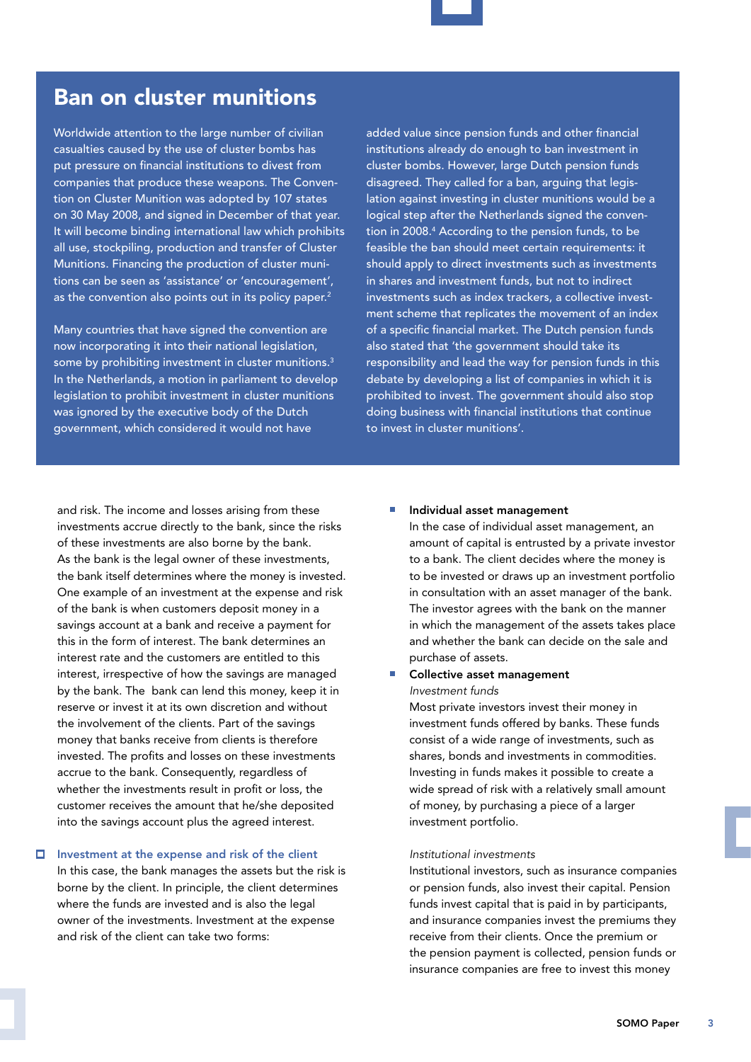## Ban on cluster munitions

Worldwide attention to the large number of civilian casualties caused by the use of cluster bombs has put pressure on financial institutions to divest from companies that produce these weapons. The Convention on Cluster Munition was adopted by 107 states on 30 May 2008, and signed in December of that year. It will become binding international law which prohibits all use, stockpiling, production and transfer of Cluster Munitions. Financing the production of cluster munitions can be seen as 'assistance' or 'encouragement', as the convention also points out in its policy paper.[2]

Many countries that have signed the convention are now incorporating it into their national legislation, some by prohibiting investment in cluster munitions.[3] In the Netherlands, a motion in parliament to develop legislation to prohibit investment in cluster munitions was ignored by the executive body of the Dutch government, which considered it would not have added value since pension funds and other financial institutions already do enough to ban investment in cluster bombs. However, large Dutch pension funds disagreed. They called for a ban, arguing that legislation against investing in cluster munitions would be a logical step after the Netherlands signed the convention in 2008.[4] According to the pension funds, to be feasible the ban should meet certain requirements: it should apply to direct investments such as investments in shares and investment funds, but not to indirect investments such as index trackers, a collective investment scheme that replicates the movement of an index of a specific financial market. The Dutch pension funds also stated that 'the government should take its responsibility and lead the way for pension funds in this debate by developing a list of companies in which it is prohibited to invest. The government should also stop doing business with financial institutions that continue to invest in cluster munitions'.

and risk. The income and losses arising from these investments accrue directly to the bank, since the risks of these investments are also borne by the bank. As the bank is the legal owner of these investments, the bank itself determines where the money is invested. One example of an investment at the expense and risk of the bank is when customers deposit money in a savings account at a bank and receive a payment for this in the form of interest. The bank determines an interest rate and the customers are entitled to this interest, irrespective of how the savings are managed by the bank. The bank can lend this money, keep it in reserve or invest it at its own discretion and without the involvement of the clients. Part of the savings money that banks receive from clients is therefore invested. The profits and losses on these investments accrue to the bank. Consequently, regardless of whether the investments result in profit or loss, the customer receives the amount that he/she deposited into the savings account plus the agreed interest.

### Investment at the expense and risk of the client

In this case, the bank manages the assets but the risk is borne by the client. In principle, the client determines where the funds are invested and is also the legal owner of the investments. Investment at the expense and risk of the client can take two forms:

- **Individual asset management**
  In the case of individual asset management, an amount of capital is entrusted by a private investor to a bank. The client decides where the money is to be invested or draws up an investment portfolio in consultation with an asset manager of the bank. The investor agrees with the bank on the manner in which the management of the assets takes place and whether the bank can decide on the sale and purchase of assets.
- **Collective asset management**
  *Investment funds*
  Most private investors invest their money in investment funds offered by banks. These funds consist of a wide range of investments, such as shares, bonds and investments in commodities. Investing in funds makes it possible to create a wide spread of risk with a relatively small amount of money, by purchasing a piece of a larger investment portfolio.

  *Institutional investments*
  Institutional investors, such as insurance companies or pension funds, also invest their capital. Pension funds invest capital that is paid in by participants, and insurance companies invest the premiums they receive from their clients. Once the premium or the pension payment is collected, pension funds or insurance companies are free to invest this money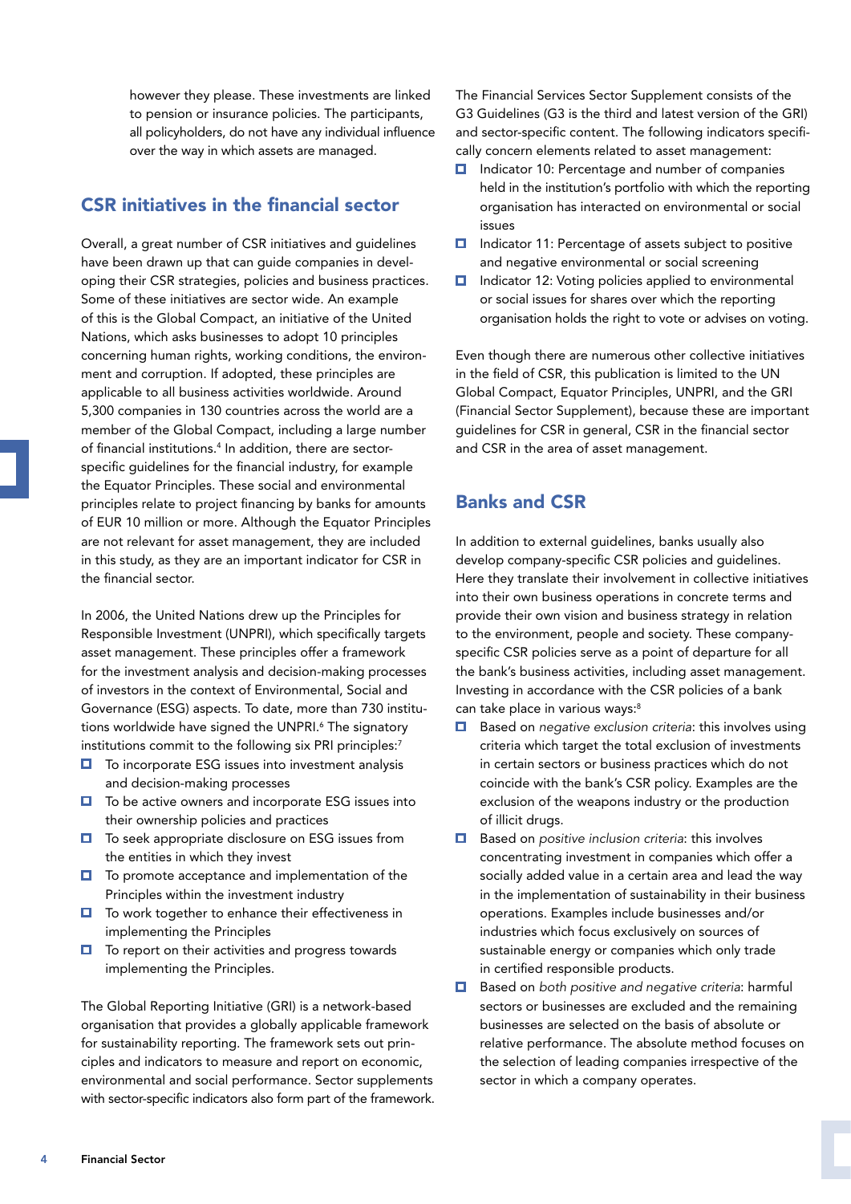however they please. These investments are linked to pension or insurance policies. The participants, all policyholders, do not have any individual influence over the way in which assets are managed.

## CSR initiatives in the financial sector

Overall, a great number of CSR initiatives and guidelines have been drawn up that can guide companies in developing their CSR strategies, policies and business practices. Some of these initiatives are sector wide. An example of this is the Global Compact, an initiative of the United Nations, which asks businesses to adopt 10 principles concerning human rights, working conditions, the environment and corruption. If adopted, these principles are applicable to all business activities worldwide. Around 5,300 companies in 130 countries across the world are a member of the Global Compact, including a large number of financial institutions.[4] In addition, there are sector-specific guidelines for the financial industry, for example the Equator Principles. These social and environmental principles relate to project financing by banks for amounts of EUR 10 million or more. Although the Equator Principles are not relevant for asset management, they are included in this study, as they are an important indicator for CSR in the financial sector.

In 2006, the United Nations drew up the Principles for Responsible Investment (UNPRI), which specifically targets asset management. These principles offer a framework for the investment analysis and decision-making processes of investors in the context of Environmental, Social and Governance (ESG) aspects. To date, more than 730 institutions worldwide have signed the UNPRI.[6] The signatory institutions commit to the following six PRI principles:[7]

- To incorporate ESG issues into investment analysis and decision-making processes
- To be active owners and incorporate ESG issues into their ownership policies and practices
- To seek appropriate disclosure on ESG issues from the entities in which they invest
- To promote acceptance and implementation of the Principles within the investment industry
- To work together to enhance their effectiveness in implementing the Principles
- To report on their activities and progress towards implementing the Principles.

The Global Reporting Initiative (GRI) is a network-based organisation that provides a globally applicable framework for sustainability reporting. The framework sets out principles and indicators to measure and report on economic, environmental and social performance. Sector supplements with sector-specific indicators also form part of the framework.

The Financial Services Sector Supplement consists of the G3 Guidelines (G3 is the third and latest version of the GRI) and sector-specific content. The following indicators specifically concern elements related to asset management:

- Indicator 10: Percentage and number of companies held in the institution's portfolio with which the reporting organisation has interacted on environmental or social issues
- Indicator 11: Percentage of assets subject to positive and negative environmental or social screening
- Indicator 12: Voting policies applied to environmental or social issues for shares over which the reporting organisation holds the right to vote or advises on voting.

Even though there are numerous other collective initiatives in the field of CSR, this publication is limited to the UN Global Compact, Equator Principles, UNPRI, and the GRI (Financial Sector Supplement), because these are important guidelines for CSR in general, CSR in the financial sector and CSR in the area of asset management.

## Banks and CSR

In addition to external guidelines, banks usually also develop company-specific CSR policies and guidelines. Here they translate their involvement in collective initiatives into their own business operations in concrete terms and provide their own vision and business strategy in relation to the environment, people and society. These company-specific CSR policies serve as a point of departure for all the bank's business activities, including asset management. Investing in accordance with the CSR policies of a bank can take place in various ways:[8]

- Based on *negative exclusion criteria*: this involves using criteria which target the total exclusion of investments in certain sectors or business practices which do not coincide with the bank's CSR policy. Examples are the exclusion of the weapons industry or the production of illicit drugs.
- Based on *positive inclusion criteria*: this involves concentrating investment in companies which offer a socially added value in a certain area and lead the way in the implementation of sustainability in their business operations. Examples include businesses and/or industries which focus exclusively on sources of sustainable energy or companies which only trade in certified responsible products.
- Based on *both positive and negative criteria*: harmful sectors or businesses are excluded and the remaining businesses are selected on the basis of absolute or relative performance. The absolute method focuses on the selection of leading companies irrespective of the sector in which a company operates.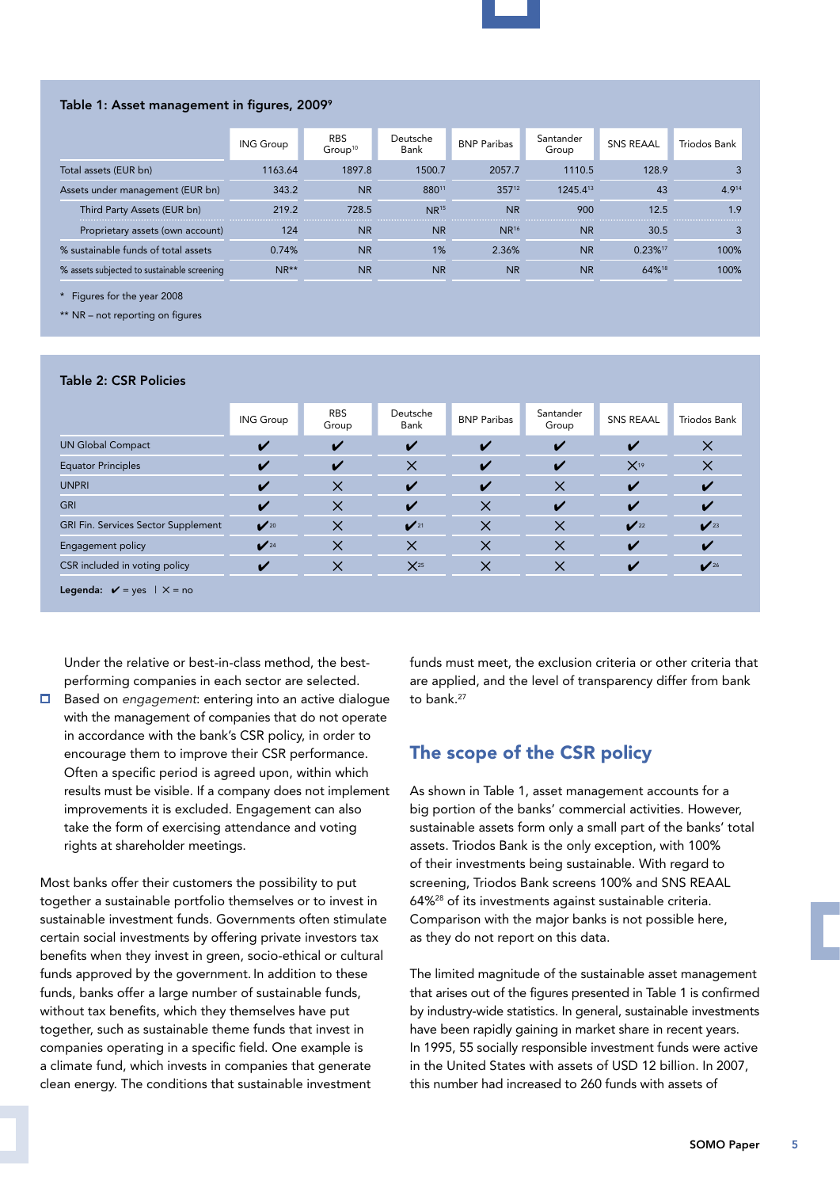**Table 1: Asset management in figures, 2009**[9]

| | ING Group | RBS Group[10] | Deutsche Bank | BNP Paribas | Santander Group | SNS REAAL | Triodos Bank |
|---|---|---|---|---|---|---|---|
| Total assets (EUR bn) | 1163.64 | 1897.8 | 1500.7 | 2057.7 | 1110.5 | 128.9 | 3 |
| Assets under management (EUR bn) | 343.2 | NR | 880[11] | 357[12] | 1245.4[13] | 43 | 4.9[14] |
| Third Party Assets (EUR bn) | 219.2 | 728.5 | NR[15] | NR | 900 | 12.5 | 1.9 |
| Proprietary assets (own account) | 124 | NR | NR | NR[16] | NR | 30.5 | 3 |
| % sustainable funds of total assets | 0.74% | NR | 1% | 2.36% | NR | 0.23%[17] | 100% |
| % assets subjected to sustainable screening | NR** | NR | NR | NR | NR | 64%[18] | 100% |

\* Figures for the year 2008

** NR – not reporting on figures

**Table 2: CSR Policies**

| | ING Group | RBS Group | Deutsche Bank | BNP Paribas | Santander Group | SNS REAAL | Triodos Bank |
|---|---|---|---|---|---|---|---|
| UN Global Compact | ✔ | ✔ | ✔ | ✔ | ✔ | ✔ | ✕ |
| Equator Principles | ✔ | ✔ | ✕ | ✔ | ✔ | ✕[19] | ✕ |
| UNPRI | ✔ | ✕ | ✔ | ✔ | ✕ | ✔ | ✔ |
| GRI | ✔ | ✕ | ✔ | ✕ | ✔ | ✔ | ✔ |
| GRI Fin. Services Sector Supplement | ✔[20] | ✕ | ✔[21] | ✕ | ✕ | ✔[22] | ✔[23] |
| Engagement policy | ✔[24] | ✕ | ✕ | ✕ | ✕ | ✔ | ✔ |
| CSR included in voting policy | ✔ | ✕ | ✕[25] | ✕ | ✕ | ✔ | ✔[26] |

**Legenda:** ✔ = yes | ✕ = no

Under the relative or best-in-class method, the best-performing companies in each sector are selected.

- Based on *engagement*: entering into an active dialogue with the management of companies that do not operate in accordance with the bank's CSR policy, in order to encourage them to improve their CSR performance. Often a specific period is agreed upon, within which results must be visible. If a company does not implement improvements it is excluded. Engagement can also take the form of exercising attendance and voting rights at shareholder meetings.

Most banks offer their customers the possibility to put together a sustainable portfolio themselves or to invest in sustainable investment funds. Governments often stimulate certain social investments by offering private investors tax benefits when they invest in green, socio-ethical or cultural funds approved by the government. In addition to these funds, banks offer a large number of sustainable funds, without tax benefits, which they themselves have put together, such as sustainable theme funds that invest in companies operating in a specific field. One example is a climate fund, which invests in companies that generate clean energy. The conditions that sustainable investment funds must meet, the exclusion criteria or other criteria that are applied, and the level of transparency differ from bank to bank.[27]

## The scope of the CSR policy

As shown in Table 1, asset management accounts for a big portion of the banks' commercial activities. However, sustainable assets form only a small part of the banks' total assets. Triodos Bank is the only exception, with 100% of their investments being sustainable. With regard to screening, Triodos Bank screens 100% and SNS REAAL 64%[28] of its investments against sustainable criteria. Comparison with the major banks is not possible here, as they do not report on this data.

The limited magnitude of the sustainable asset management that arises out of the figures presented in Table 1 is confirmed by industry-wide statistics. In general, sustainable investments have been rapidly gaining in market share in recent years. In 1995, 55 socially responsible investment funds were active in the United States with assets of USD 12 billion. In 2007, this number had increased to 260 funds with assets of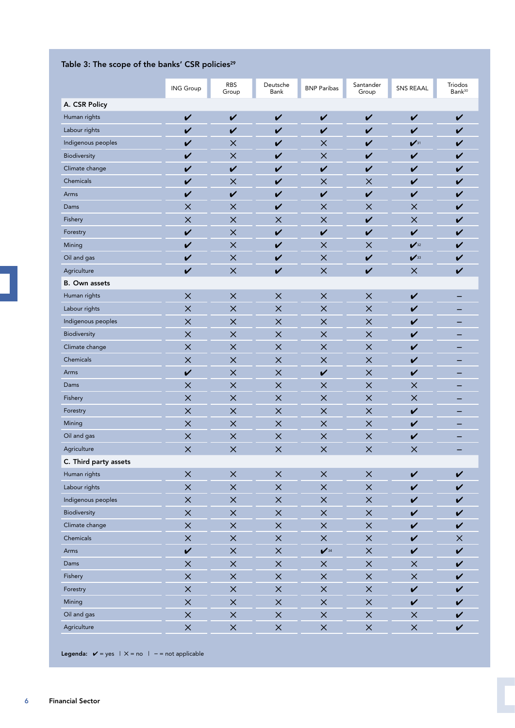## Table 3: The scope of the banks' CSR policies[29]

| | ING Group | RBS Group | Deutsche Bank | BNP Paribas | Santander Group | SNS REAAL | Triodos Bank[30] |
|---|---|---|---|---|---|---|---|
| **A. CSR Policy** | | | | | | | |
| Human rights | ✔ | ✔ | ✔ | ✔ | ✔ | ✔ | ✔ |
| Labour rights | ✔ | ✔ | ✔ | ✔ | ✔ | ✔ | ✔ |
| Indigenous peoples | ✔ | ✕ | ✔ | ✕ | ✔ | ✔[31] | ✔ |
| Biodiversity | ✔ | ✕ | ✔ | ✕ | ✔ | ✔ | ✔ |
| Climate change | ✔ | ✔ | ✔ | ✔ | ✔ | ✔ | ✔ |
| Chemicals | ✔ | ✕ | ✔ | ✕ | ✕ | ✔ | ✔ |
| Arms | ✔ | ✔ | ✔ | ✔ | ✔ | ✔ | ✔ |
| Dams | ✕ | ✕ | ✔ | ✕ | ✕ | ✕ | ✔ |
| Fishery | ✕ | ✕ | ✕ | ✕ | ✔ | ✕ | ✔ |
| Forestry | ✔ | ✕ | ✔ | ✔ | ✔ | ✔ | ✔ |
| Mining | ✔ | ✕ | ✔ | ✕ | ✕ | ✔[32] | ✔ |
| Oil and gas | ✔ | ✕ | ✔ | ✕ | ✔ | ✔[33] | ✔ |
| Agriculture | ✔ | ✕ | ✔ | ✕ | ✔ | ✕ | ✔ |
| **B. Own assets** | | | | | | | |
| Human rights | ✕ | ✕ | ✕ | ✕ | ✕ | ✔ | – |
| Labour rights | ✕ | ✕ | ✕ | ✕ | ✕ | ✔ | – |
| Indigenous peoples | ✕ | ✕ | ✕ | ✕ | ✕ | ✔ | – |
| Biodiversity | ✕ | ✕ | ✕ | ✕ | ✕ | ✔ | – |
| Climate change | ✕ | ✕ | ✕ | ✕ | ✕ | ✔ | – |
| Chemicals | ✕ | ✕ | ✕ | ✕ | ✕ | ✔ | – |
| Arms | ✔ | ✕ | ✕ | ✔ | ✕ | ✔ | – |
| Dams | ✕ | ✕ | ✕ | ✕ | ✕ | ✕ | – |
| Fishery | ✕ | ✕ | ✕ | ✕ | ✕ | ✕ | – |
| Forestry | ✕ | ✕ | ✕ | ✕ | ✕ | ✔ | – |
| Mining | ✕ | ✕ | ✕ | ✕ | ✕ | ✔ | – |
| Oil and gas | ✕ | ✕ | ✕ | ✕ | ✕ | ✔ | – |
| Agriculture | ✕ | ✕ | ✕ | ✕ | ✕ | ✕ | – |
| **C. Third party assets** | | | | | | | |
| Human rights | ✕ | ✕ | ✕ | ✕ | ✕ | ✔ | ✔ |
| Labour rights | ✕ | ✕ | ✕ | ✕ | ✕ | ✔ | ✔ |
| Indigenous peoples | ✕ | ✕ | ✕ | ✕ | ✕ | ✔ | ✔ |
| Biodiversity | ✕ | ✕ | ✕ | ✕ | ✕ | ✔ | ✔ |
| Climate change | ✕ | ✕ | ✕ | ✕ | ✕ | ✔ | ✔ |
| Chemicals | ✕ | ✕ | ✕ | ✕ | ✕ | ✔ | ✕ |
| Arms | ✔ | ✕ | ✕ | ✔[34] | ✕ | ✔ | ✔ |
| Dams | ✕ | ✕ | ✕ | ✕ | ✕ | ✕ | ✔ |
| Fishery | ✕ | ✕ | ✕ | ✕ | ✕ | ✕ | ✔ |
| Forestry | ✕ | ✕ | ✕ | ✕ | ✕ | ✔ | ✔ |
| Mining | ✕ | ✕ | ✕ | ✕ | ✕ | ✔ | ✔ |
| Oil and gas | ✕ | ✕ | ✕ | ✕ | ✕ | ✕ | ✔ |
| Agriculture | ✕ | ✕ | ✕ | ✕ | ✕ | ✕ | ✔ |

**Legenda:** ✔ = yes | ✕ = no | – = not applicable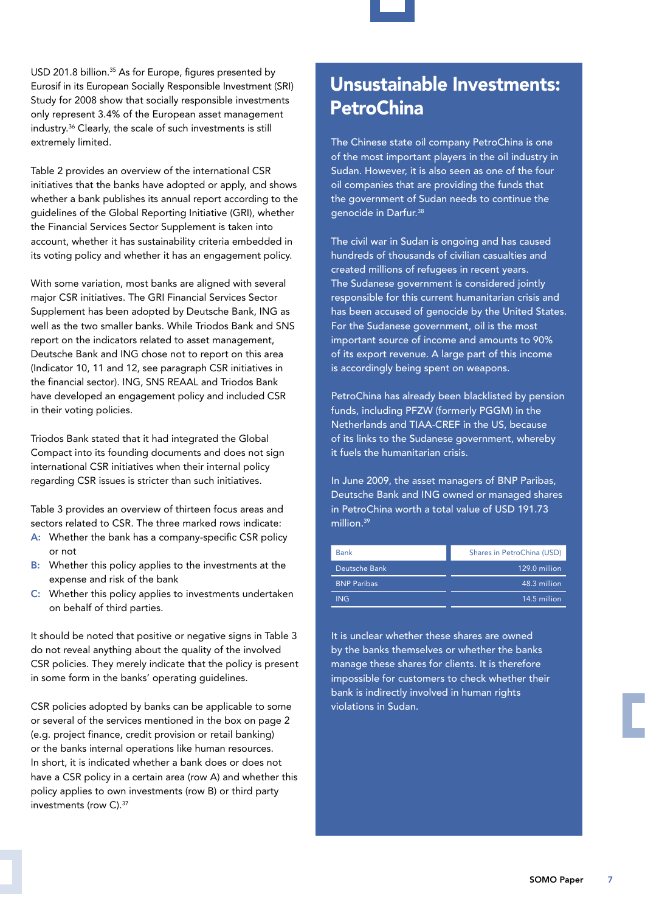USD 201.8 billion.[35] As for Europe, figures presented by Eurosif in its European Socially Responsible Investment (SRI) Study for 2008 show that socially responsible investments only represent 3.4% of the European asset management industry.[36] Clearly, the scale of such investments is still extremely limited.

Table 2 provides an overview of the international CSR initiatives that the banks have adopted or apply, and shows whether a bank publishes its annual report according to the guidelines of the Global Reporting Initiative (GRI), whether the Financial Services Sector Supplement is taken into account, whether it has sustainability criteria embedded in its voting policy and whether it has an engagement policy.

With some variation, most banks are aligned with several major CSR initiatives. The GRI Financial Services Sector Supplement has been adopted by Deutsche Bank, ING as well as the two smaller banks. While Triodos Bank and SNS report on the indicators related to asset management, Deutsche Bank and ING chose not to report on this area (Indicator 10, 11 and 12, see paragraph CSR initiatives in the financial sector). ING, SNS REAAL and Triodos Bank have developed an engagement policy and included CSR in their voting policies.

Triodos Bank stated that it had integrated the Global Compact into its founding documents and does not sign international CSR initiatives when their internal policy regarding CSR issues is stricter than such initiatives.

Table 3 provides an overview of thirteen focus areas and sectors related to CSR. The three marked rows indicate:

- **A:** Whether the bank has a company-specific CSR policy or not
- **B:** Whether this policy applies to the investments at the expense and risk of the bank
- **C:** Whether this policy applies to investments undertaken on behalf of third parties.

It should be noted that positive or negative signs in Table 3 do not reveal anything about the quality of the involved CSR policies. They merely indicate that the policy is present in some form in the banks' operating guidelines.

CSR policies adopted by banks can be applicable to some or several of the services mentioned in the box on page 2 (e.g. project finance, credit provision or retail banking) or the banks internal operations like human resources. In short, it is indicated whether a bank does or does not have a CSR policy in a certain area (row A) and whether this policy applies to own investments (row B) or third party investments (row C).[37]

## Unsustainable Investments: PetroChina

The Chinese state oil company PetroChina is one of the most important players in the oil industry in Sudan. However, it is also seen as one of the four oil companies that are providing the funds that the government of Sudan needs to continue the genocide in Darfur.[38]

The civil war in Sudan is ongoing and has caused hundreds of thousands of civilian casualties and created millions of refugees in recent years. The Sudanese government is considered jointly responsible for this current humanitarian crisis and has been accused of genocide by the United States. For the Sudanese government, oil is the most important source of income and amounts to 90% of its export revenue. A large part of this income is accordingly being spent on weapons.

PetroChina has already been blacklisted by pension funds, including PFZW (formerly PGGM) in the Netherlands and TIAA-CREF in the US, because of its links to the Sudanese government, whereby it fuels the humanitarian crisis.

In June 2009, the asset managers of BNP Paribas, Deutsche Bank and ING owned or managed shares in PetroChina worth a total value of USD 191.73 million.[39]

| Bank | Shares in PetroChina (USD) |
|---|---|
| Deutsche Bank | 129.0 million |
| BNP Paribas | 48.3 million |
| ING | 14.5 million |

It is unclear whether these shares are owned by the banks themselves or whether the banks manage these shares for clients. It is therefore impossible for customers to check whether their bank is indirectly involved in human rights violations in Sudan.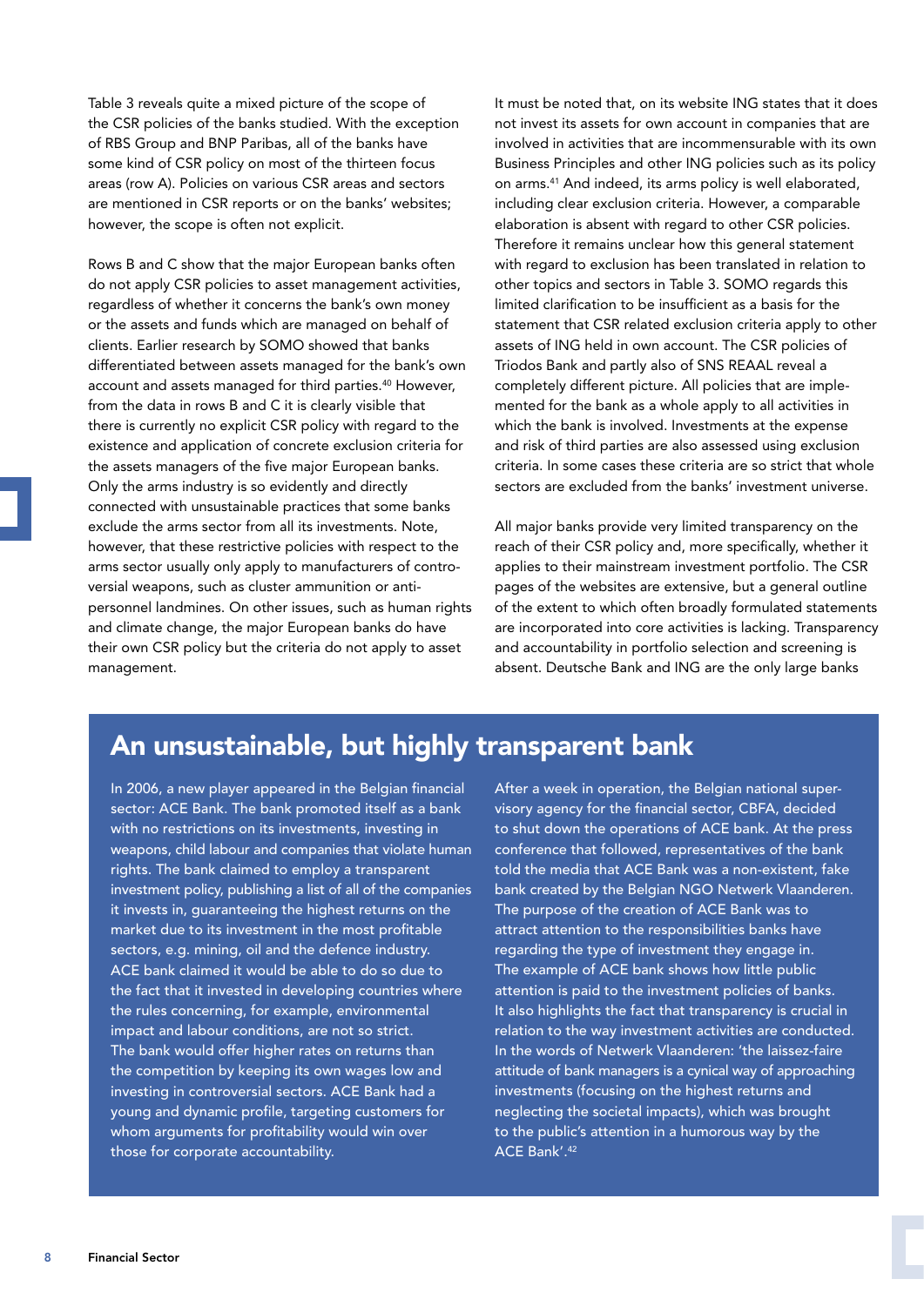Table 3 reveals quite a mixed picture of the scope of the CSR policies of the banks studied. With the exception of RBS Group and BNP Paribas, all of the banks have some kind of CSR policy on most of the thirteen focus areas (row A). Policies on various CSR areas and sectors are mentioned in CSR reports or on the banks' websites; however, the scope is often not explicit.

Rows B and C show that the major European banks often do not apply CSR policies to asset management activities, regardless of whether it concerns the bank's own money or the assets and funds which are managed on behalf of clients. Earlier research by SOMO showed that banks differentiated between assets managed for the bank's own account and assets managed for third parties.[40] However, from the data in rows B and C it is clearly visible that there is currently no explicit CSR policy with regard to the existence and application of concrete exclusion criteria for the assets managers of the five major European banks. Only the arms industry is so evidently and directly connected with unsustainable practices that some banks exclude the arms sector from all its investments. Note, however, that these restrictive policies with respect to the arms sector usually only apply to manufacturers of controversial weapons, such as cluster ammunition or anti-personnel landmines. On other issues, such as human rights and climate change, the major European banks do have their own CSR policy but the criteria do not apply to asset management.

It must be noted that, on its website ING states that it does not invest its assets for own account in companies that are involved in activities that are incommensurable with its own Business Principles and other ING policies such as its policy on arms.[41] And indeed, its arms policy is well elaborated, including clear exclusion criteria. However, a comparable elaboration is absent with regard to other CSR policies. Therefore it remains unclear how this general statement with regard to exclusion has been translated in relation to other topics and sectors in Table 3. SOMO regards this limited clarification to be insufficient as a basis for the statement that CSR related exclusion criteria apply to other assets of ING held in own account. The CSR policies of Triodos Bank and partly also of SNS REAAL reveal a completely different picture. All policies that are implemented for the bank as a whole apply to all activities in which the bank is involved. Investments at the expense and risk of third parties are also assessed using exclusion criteria. In some cases these criteria are so strict that whole sectors are excluded from the banks' investment universe.

All major banks provide very limited transparency on the reach of their CSR policy and, more specifically, whether it applies to their mainstream investment portfolio. The CSR pages of the websites are extensive, but a general outline of the extent to which often broadly formulated statements are incorporated into core activities is lacking. Transparency and accountability in portfolio selection and screening is absent. Deutsche Bank and ING are the only large banks

## An unsustainable, but highly transparent bank

In 2006, a new player appeared in the Belgian financial sector: ACE Bank. The bank promoted itself as a bank with no restrictions on its investments, investing in weapons, child labour and companies that violate human rights. The bank claimed to employ a transparent investment policy, publishing a list of all of the companies it invests in, guaranteeing the highest returns on the market due to its investment in the most profitable sectors, e.g. mining, oil and the defence industry. ACE bank claimed it would be able to do so due to the fact that it invested in developing countries where the rules concerning, for example, environmental impact and labour conditions, are not so strict. The bank would offer higher rates on returns than the competition by keeping its own wages low and investing in controversial sectors. ACE Bank had a young and dynamic profile, targeting customers for whom arguments for profitability would win over those for corporate accountability.

After a week in operation, the Belgian national supervisory agency for the financial sector, CBFA, decided to shut down the operations of ACE bank. At the press conference that followed, representatives of the bank told the media that ACE Bank was a non-existent, fake bank created by the Belgian NGO Netwerk Vlaanderen. The purpose of the creation of ACE Bank was to attract attention to the responsibilities banks have regarding the type of investment they engage in. The example of ACE bank shows how little public attention is paid to the investment policies of banks. It also highlights the fact that transparency is crucial in relation to the way investment activities are conducted. In the words of Netwerk Vlaanderen: 'the laissez-faire attitude of bank managers is a cynical way of approaching investments (focusing on the highest returns and neglecting the societal impacts), which was brought to the public's attention in a humorous way by the ACE Bank'.[42]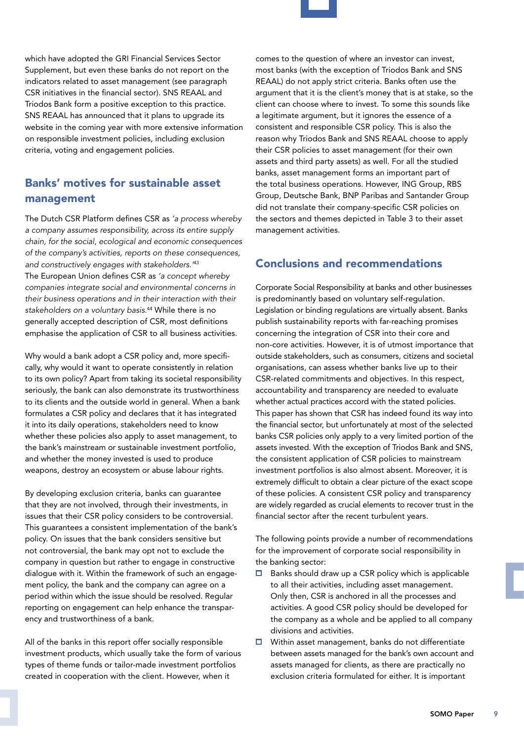which have adopted the GRI Financial Services Sector Supplement, but even these banks do not report on the indicators related to asset management (see paragraph CSR initiatives in the financial sector). SNS REAAL and Triodos Bank form a positive exception to this practice. SNS REAAL has announced that it plans to upgrade its website in the coming year with more extensive information on responsible investment policies, including exclusion criteria, voting and engagement policies.

## Banks' motives for sustainable asset management

The Dutch CSR Platform defines CSR as *'a process whereby a company assumes responsibility, across its entire supply chain, for the social, ecological and economic consequences of the company's activities, reports on these consequences, and constructively engages with stakeholders.'*[43] The European Union defines CSR as *'a concept whereby companies integrate social and environmental concerns in their business operations and in their interaction with their stakeholders on a voluntary basis.*[44] While there is no generally accepted description of CSR, most definitions emphasise the application of CSR to all business activities.

Why would a bank adopt a CSR policy and, more specifically, why would it want to operate consistently in relation to its own policy? Apart from taking its societal responsibility seriously, the bank can also demonstrate its trustworthiness to its clients and the outside world in general. When a bank formulates a CSR policy and declares that it has integrated it into its daily operations, stakeholders need to know whether these policies also apply to asset management, to the bank's mainstream or sustainable investment portfolio, and whether the money invested is used to produce weapons, destroy an ecosystem or abuse labour rights.

By developing exclusion criteria, banks can guarantee that they are not involved, through their investments, in issues that their CSR policy considers to be controversial. This guarantees a consistent implementation of the bank's policy. On issues that the bank considers sensitive but not controversial, the bank may opt not to exclude the company in question but rather to engage in constructive dialogue with it. Within the framework of such an engagement policy, the bank and the company can agree on a period within which the issue should be resolved. Regular reporting on engagement can help enhance the transparency and trustworthiness of a bank.

All of the banks in this report offer socially responsible investment products, which usually take the form of various types of theme funds or tailor-made investment portfolios created in cooperation with the client. However, when it comes to the question of where an investor can invest, most banks (with the exception of Triodos Bank and SNS REAAL) do not apply strict criteria. Banks often use the argument that it is the client's money that is at stake, so the client can choose where to invest. To some this sounds like a legitimate argument, but it ignores the essence of a consistent and responsible CSR policy. This is also the reason why Triodos Bank and SNS REAAL choose to apply their CSR policies to asset management (for their own assets and third party assets) as well. For all the studied banks, asset management forms an important part of the total business operations. However, ING Group, RBS Group, Deutsche Bank, BNP Paribas and Santander Group did not translate their company-specific CSR policies on the sectors and themes depicted in Table 3 to their asset management activities.

## Conclusions and recommendations

Corporate Social Responsibility at banks and other businesses is predominantly based on voluntary self-regulation. Legislation or binding regulations are virtually absent. Banks publish sustainability reports with far-reaching promises concerning the integration of CSR into their core and non-core activities. However, it is of utmost importance that outside stakeholders, such as consumers, citizens and societal organisations, can assess whether banks live up to their CSR-related commitments and objectives. In this respect, accountability and transparency are needed to evaluate whether actual practices accord with the stated policies. This paper has shown that CSR has indeed found its way into the financial sector, but unfortunately at most of the selected banks CSR policies only apply to a very limited portion of the assets invested. With the exception of Triodos Bank and SNS, the consistent application of CSR policies to mainstream investment portfolios is also almost absent. Moreover, it is extremely difficult to obtain a clear picture of the exact scope of these policies. A consistent CSR policy and transparency are widely regarded as crucial elements to recover trust in the financial sector after the recent turbulent years.

The following points provide a number of recommendations for the improvement of corporate social responsibility in the banking sector:

- Banks should draw up a CSR policy which is applicable to all their activities, including asset management. Only then, CSR is anchored in all the processes and activities. A good CSR policy should be developed for the company as a whole and be applied to all company divisions and activities.
- Within asset management, banks do not differentiate between assets managed for the bank's own account and assets managed for clients, as there are practically no exclusion criteria formulated for either. It is important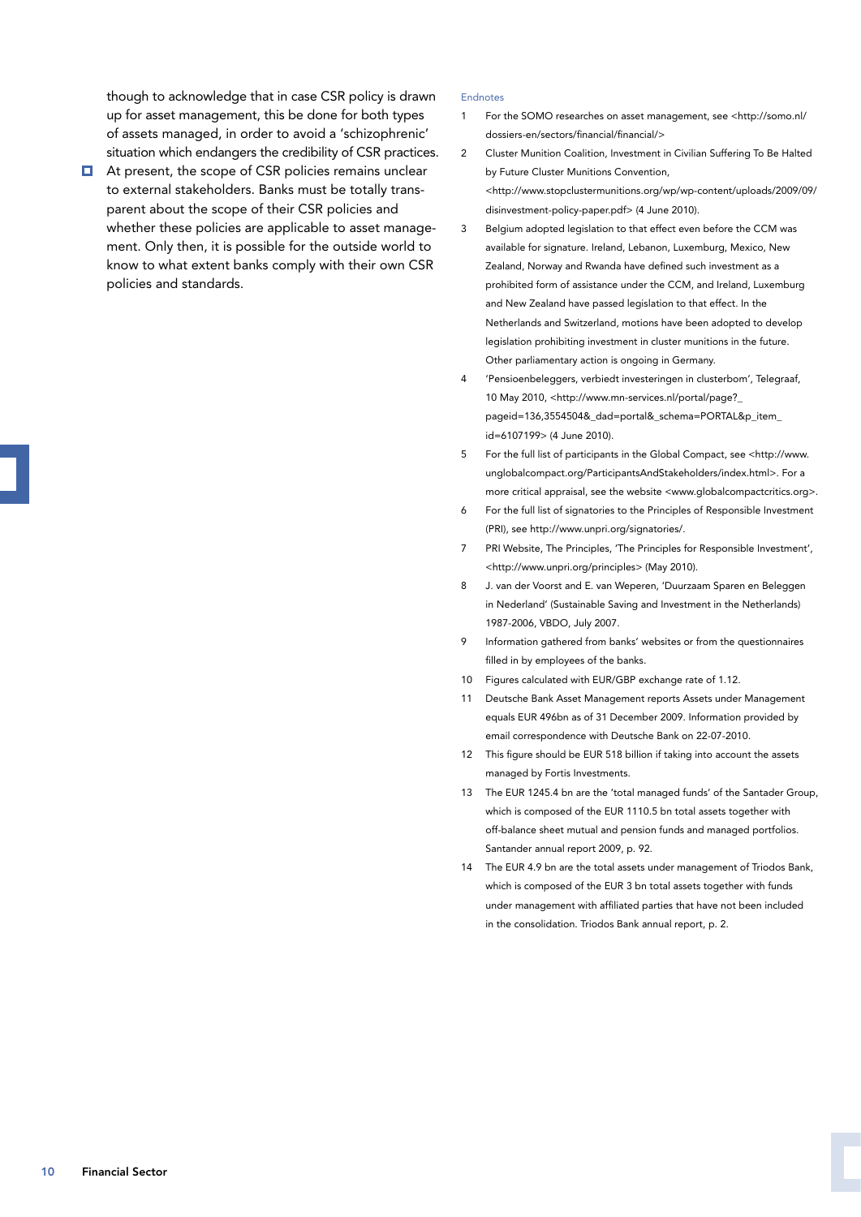though to acknowledge that in case CSR policy is drawn up for asset management, this be done for both types of assets managed, in order to avoid a 'schizophrenic' situation which endangers the credibility of CSR practices.

- At present, the scope of CSR policies remains unclear to external stakeholders. Banks must be totally transparent about the scope of their CSR policies and whether these policies are applicable to asset management. Only then, it is possible for the outside world to know to what extent banks comply with their own CSR policies and standards.

## Endnotes

1. For the SOMO researches on asset management, see <http://somo.nl/dossiers-en/sectors/financial/financial/>
2. Cluster Munition Coalition, Investment in Civilian Suffering To Be Halted by Future Cluster Munitions Convention, <http://www.stopclustermunitions.org/wp/wp-content/uploads/2009/09/disinvestment-policy-paper.pdf> (4 June 2010).
3. Belgium adopted legislation to that effect even before the CCM was available for signature. Ireland, Lebanon, Luxemburg, Mexico, New Zealand, Norway and Rwanda have defined such investment as a prohibited form of assistance under the CCM, and Ireland, Luxemburg and New Zealand have passed legislation to that effect. In the Netherlands and Switzerland, motions have been adopted to develop legislation prohibiting investment in cluster munitions in the future. Other parliamentary action is ongoing in Germany.
4. 'Pensioenbeleggers, verbiedt investeringen in clusterbom', Telegraaf, 10 May 2010, <http://www.mn-services.nl/portal/page?_pageid=136,3554504&_dad=portal&_schema=PORTAL&p_item_id=6107199> (4 June 2010).
5. For the full list of participants in the Global Compact, see <http://www.unglobalcompact.org/ParticipantsAndStakeholders/index.html>. For a more critical appraisal, see the website <www.globalcompactcritics.org>.
6. For the full list of signatories to the Principles of Responsible Investment (PRI), see http://www.unpri.org/signatories/.
7. PRI Website, The Principles, 'The Principles for Responsible Investment', <http://www.unpri.org/principles> (May 2010).
8. J. van der Voorst and E. van Weperen, 'Duurzaam Sparen en Beleggen in Nederland' (Sustainable Saving and Investment in the Netherlands) 1987-2006, VBDO, July 2007.
9. Information gathered from banks' websites or from the questionnaires filled in by employees of the banks.
10. Figures calculated with EUR/GBP exchange rate of 1.12.
11. Deutsche Bank Asset Management reports Assets under Management equals EUR 496bn as of 31 December 2009. Information provided by email correspondence with Deutsche Bank on 22-07-2010.
12. This figure should be EUR 518 billion if taking into account the assets managed by Fortis Investments.
13. The EUR 1245.4 bn are the 'total managed funds' of the Santader Group, which is composed of the EUR 1110.5 bn total assets together with off-balance sheet mutual and pension funds and managed portfolios. Santander annual report 2009, p. 92.
14. The EUR 4.9 bn are the total assets under management of Triodos Bank, which is composed of the EUR 3 bn total assets together with funds under management with affiliated parties that have not been included in the consolidation. Triodos Bank annual report, p. 2.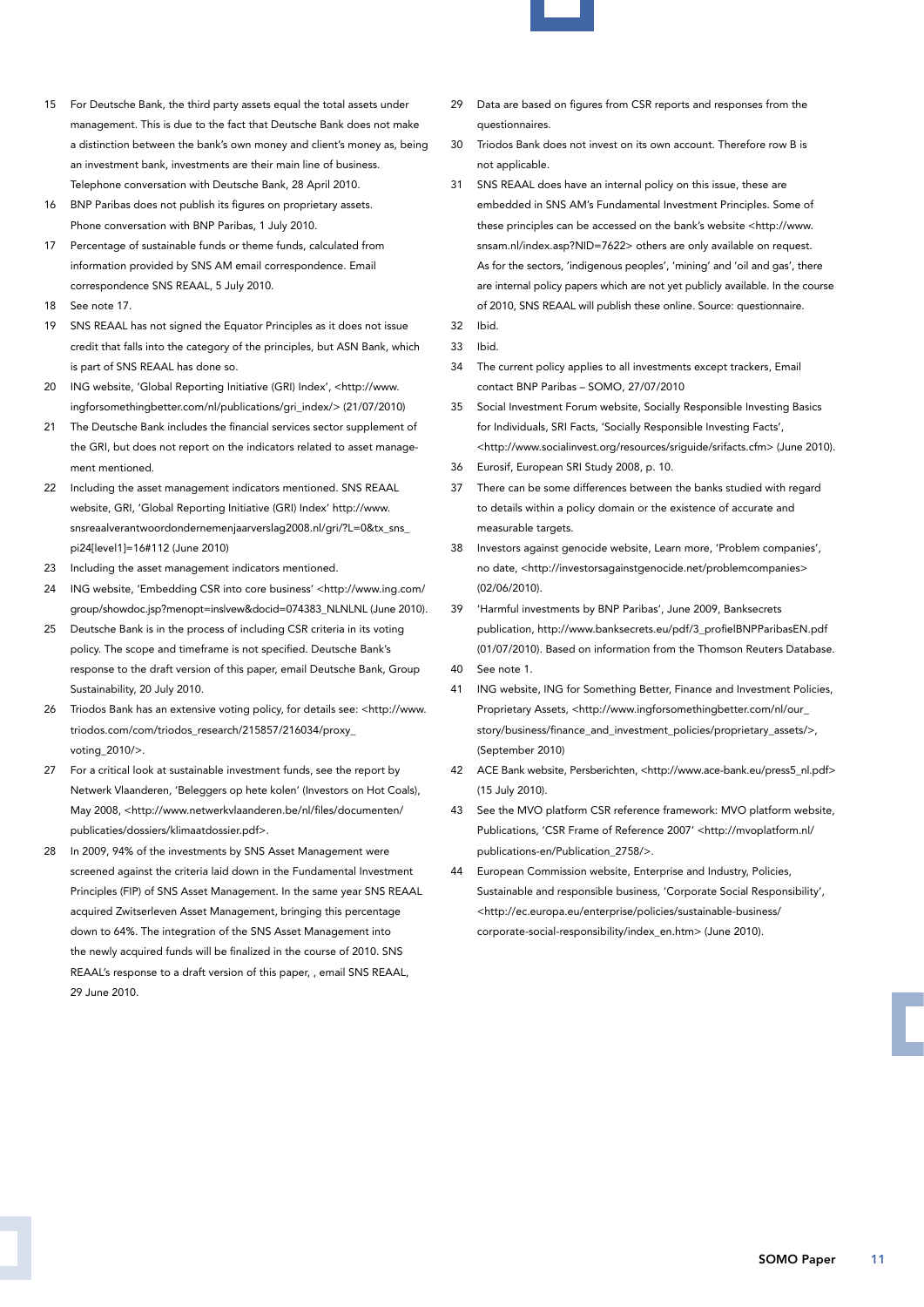15 For Deutsche Bank, the third party assets equal the total assets under management. This is due to the fact that Deutsche Bank does not make a distinction between the bank's own money and client's money as, being an investment bank, investments are their main line of business. Telephone conversation with Deutsche Bank, 28 April 2010.

16 BNP Paribas does not publish its figures on proprietary assets. Phone conversation with BNP Paribas, 1 July 2010.

17 Percentage of sustainable funds or theme funds, calculated from information provided by SNS AM email correspondence. Email correspondence SNS REAAL, 5 July 2010.

18 See note 17.

19 SNS REAAL has not signed the Equator Principles as it does not issue credit that falls into the category of the principles, but ASN Bank, which is part of SNS REAAL has done so.

20 ING website, 'Global Reporting Initiative (GRI) Index', <http://www.ingforsomethingbetter.com/nl/publications/gri_index/> (21/07/2010)

21 The Deutsche Bank includes the financial services sector supplement of the GRI, but does not report on the indicators related to asset management mentioned.

22 Including the asset management indicators mentioned. SNS REAAL website, GRI, 'Global Reporting Initiative (GRI) Index' http://www.snsreaalverantwoordondernemenjaarverslag2008.nl/gri/?L=0&tx_sns_pi24[level1]=16#112 (June 2010)

23 Including the asset management indicators mentioned.

24 ING website, 'Embedding CSR into core business' <http://www.ing.com/group/showdoc.jsp?menopt=ins|vew&docid=074383_NLNLNL (June 2010).

25 Deutsche Bank is in the process of including CSR criteria in its voting policy. The scope and timeframe is not specified. Deutsche Bank's response to the draft version of this paper, email Deutsche Bank, Group Sustainability, 20 July 2010.

26 Triodos Bank has an extensive voting policy, for details see: <http://www.triodos.com/com/triodos_research/215857/216034/proxy_voting_2010/>.

27 For a critical look at sustainable investment funds, see the report by Netwerk Vlaanderen, 'Beleggers op hete kolen' (Investors on Hot Coals), May 2008, <http://www.netwerkvlaanderen.be/nl/files/documenten/publicaties/dossiers/klimaatdossier.pdf>.

28 In 2009, 94% of the investments by SNS Asset Management were screened against the criteria laid down in the Fundamental Investment Principles (FIP) of SNS Asset Management. In the same year SNS REAAL acquired Zwitserleven Asset Management, bringing this percentage down to 64%. The integration of the SNS Asset Management into the newly acquired funds will be finalized in the course of 2010. SNS REAAL's response to a draft version of this paper, , email SNS REAAL, 29 June 2010.

29 Data are based on figures from CSR reports and responses from the questionnaires.

30 Triodos Bank does not invest on its own account. Therefore row B is not applicable.

31 SNS REAAL does have an internal policy on this issue, these are embedded in SNS AM's Fundamental Investment Principles. Some of these principles can be accessed on the bank's website <http://www.snsam.nl/index.asp?NID=7622> others are only available on request. As for the sectors, 'indigenous peoples', 'mining' and 'oil and gas', there are internal policy papers which are not yet publicly available. In the course of 2010, SNS REAAL will publish these online. Source: questionnaire.

32 Ibid.

33 Ibid.

34 The current policy applies to all investments except trackers, Email contact BNP Paribas – SOMO, 27/07/2010

35 Social Investment Forum website, Socially Responsible Investing Basics for Individuals, SRI Facts, 'Socially Responsible Investing Facts', <http://www.socialinvest.org/resources/sriguide/srifacts.cfm> (June 2010).

36 Eurosif, European SRI Study 2008, p. 10.

37 There can be some differences between the banks studied with regard to details within a policy domain or the existence of accurate and measurable targets.

38 Investors against genocide website, Learn more, 'Problem companies', no date, <http://investorsagainstgenocide.net/problemcompanies> (02/06/2010).

39 'Harmful investments by BNP Paribas', June 2009, Banksecrets publication, http://www.banksecrets.eu/pdf/3_profielBNPParibasEN.pdf (01/07/2010). Based on information from the Thomson Reuters Database.

40 See note 1.

41 ING website, ING for Something Better, Finance and Investment Policies, Proprietary Assets, <http://www.ingforsomethingbetter.com/nl/our_story/business/finance_and_investment_policies/proprietary_assets/>, (September 2010)

42 ACE Bank website, Persberichten, <http://www.ace-bank.eu/press5_nl.pdf> (15 July 2010).

43 See the MVO platform CSR reference framework: MVO platform website, Publications, 'CSR Frame of Reference 2007' <http://mvoplatform.nl/publications-en/Publication_2758/>.

44 European Commission website, Enterprise and Industry, Policies, Sustainable and responsible business, 'Corporate Social Responsibility', <http://ec.europa.eu/enterprise/policies/sustainable-business/corporate-social-responsibility/index_en.htm> (June 2010).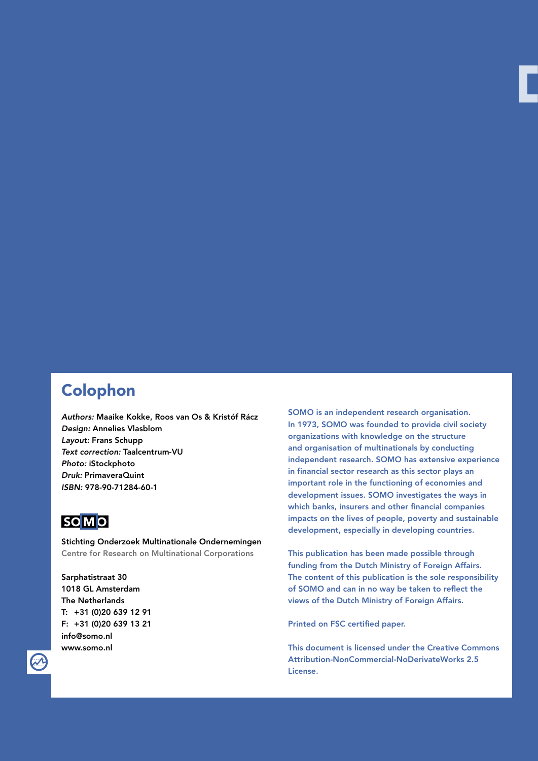# Colophon

*Authors:* Maaike Kokke, Roos van Os & Kristóf Rácz
*Design:* Annelies Vlasblom
*Layout:* Frans Schupp
*Text correction:* Taalcentrum-VU
*Photo:* iStockphoto
*Druk:* PrimaveraQuint
*ISBN:* 978-90-71284-60-1

SOMO

Stichting Onderzoek Multinationale Ondernemingen
Centre for Research on Multinational Corporations

Sarphatistraat 30
1018 GL Amsterdam
The Netherlands
T: +31 (0)20 639 12 91
F: +31 (0)20 639 13 21
info@somo.nl
www.somo.nl

SOMO is an independent research organisation. In 1973, SOMO was founded to provide civil society organizations with knowledge on the structure and organisation of multinationals by conducting independent research. SOMO has extensive experience in financial sector research as this sector plays an important role in the functioning of economies and development issues. SOMO investigates the ways in which banks, insurers and other financial companies impacts on the lives of people, poverty and sustainable development, especially in developing countries.

This publication has been made possible through funding from the Dutch Ministry of Foreign Affairs. The content of this publication is the sole responsibility of SOMO and can in no way be taken to reflect the views of the Dutch Ministry of Foreign Affairs.

Printed on FSC certified paper.

This document is licensed under the Creative Commons Attribution-NonCommercial-NoDerivateWorks 2.5 License.